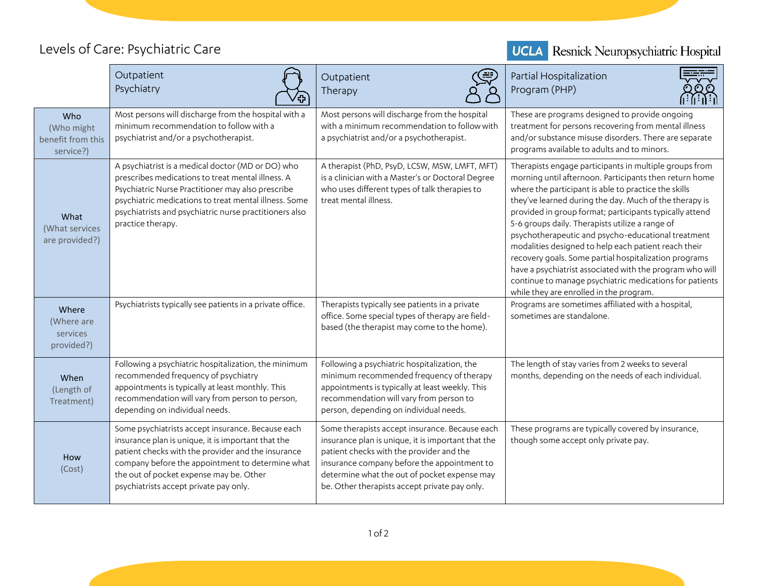# Levels of Care: Psychiatric Care

UCLA Resnick Neuropsychiatric Hospital

| | Outpatient Psychiatry | Outpatient Therapy | Partial Hospitalization Program (PHP) |
|---|---|---|---|
| **Who** (Who might benefit from this service?) | Most persons will discharge from the hospital with a minimum recommendation to follow with a psychiatrist and/or a psychotherapist. | Most persons will discharge from the hospital with a minimum recommendation to follow with a psychiatrist and/or a psychotherapist. | These are programs designed to provide ongoing treatment for persons recovering from mental illness and/or substance misuse disorders. There are separate programs available to adults and to minors. |
| **What** (What services are provided?) | A psychiatrist is a medical doctor (MD or DO) who prescribes medications to treat mental illness. A Psychiatric Nurse Practitioner may also prescribe psychiatric medications to treat mental illness. Some psychiatrists and psychiatric nurse practitioners also practice therapy. | A therapist (PhD, PsyD, LCSW, MSW, LMFT, MFT) is a clinician with a Master's or Doctoral Degree who uses different types of talk therapies to treat mental illness. | Therapists engage participants in multiple groups from morning until afternoon. Participants then return home where the participant is able to practice the skills they've learned during the day. Much of the therapy is provided in group format; participants typically attend 5-6 groups daily. Therapists utilize a range of psychotherapeutic and psycho-educational treatment modalities designed to help each patient reach their recovery goals. Some partial hospitalization programs have a psychiatrist associated with the program who will continue to manage psychiatric medications for patients while they are enrolled in the program. |
| **Where** (Where are services provided?) | Psychiatrists typically see patients in a private office. | Therapists typically see patients in a private office. Some special types of therapy are field-based (the therapist may come to the home). | Programs are sometimes affiliated with a hospital, sometimes are standalone. |
| **When** (Length of Treatment) | Following a psychiatric hospitalization, the minimum recommended frequency of psychiatry appointments is typically at least monthly. This recommendation will vary from person to person, depending on individual needs. | Following a psychiatric hospitalization, the minimum recommended frequency of therapy appointments is typically at least weekly. This recommendation will vary from person to person, depending on individual needs. | The length of stay varies from 2 weeks to several months, depending on the needs of each individual. |
| **How** (Cost) | Some psychiatrists accept insurance. Because each insurance plan is unique, it is important that the patient checks with the provider and the insurance company before the appointment to determine what the out of pocket expense may be. Other psychiatrists accept private pay only. | Some therapists accept insurance. Because each insurance plan is unique, it is important that the patient checks with the provider and the insurance company before the appointment to determine what the out of pocket expense may be. Other therapists accept private pay only. | These programs are typically covered by insurance, though some accept only private pay. |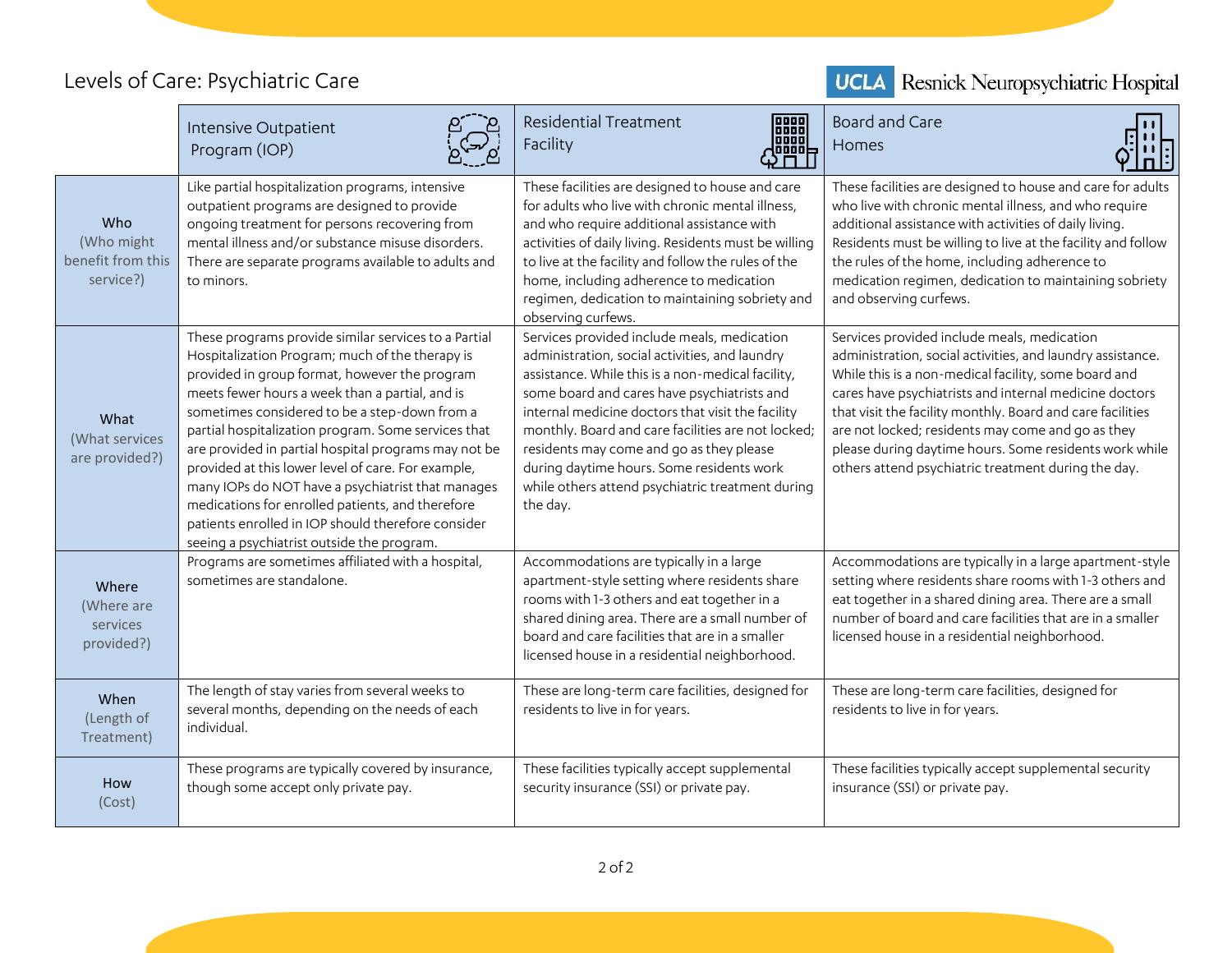# Levels of Care: Psychiatric Care

UCLA Resnick Neuropsychiatric Hospital

| | Intensive Outpatient Program (IOP) | Residential Treatment Facility | Board and Care Homes |
|---|---|---|---|
| Who (Who might benefit from this service?) | Like partial hospitalization programs, intensive outpatient programs are designed to provide ongoing treatment for persons recovering from mental illness and/or substance misuse disorders. There are separate programs available to adults and to minors. | These facilities are designed to house and care for adults who live with chronic mental illness, and who require additional assistance with activities of daily living. Residents must be willing to live at the facility and follow the rules of the home, including adherence to medication regimen, dedication to maintaining sobriety and observing curfews. | These facilities are designed to house and care for adults who live with chronic mental illness, and who require additional assistance with activities of daily living. Residents must be willing to live at the facility and follow the rules of the home, including adherence to medication regimen, dedication to maintaining sobriety and observing curfews. |
| What (What services are provided?) | These programs provide similar services to a Partial Hospitalization Program; much of the therapy is provided in group format, however the program meets fewer hours a week than a partial, and is sometimes considered to be a step-down from a partial hospitalization program. Some services that are provided in partial hospital programs may not be provided at this lower level of care. For example, many IOPs do NOT have a psychiatrist that manages medications for enrolled patients, and therefore patients enrolled in IOP should therefore consider seeing a psychiatrist outside the program. | Services provided include meals, medication administration, social activities, and laundry assistance. While this is a non-medical facility, some board and cares have psychiatrists and internal medicine doctors that visit the facility monthly. Board and care facilities are not locked; residents may come and go as they please during daytime hours. Some residents work while others attend psychiatric treatment during the day. | Services provided include meals, medication administration, social activities, and laundry assistance. While this is a non-medical facility, some board and cares have psychiatrists and internal medicine doctors that visit the facility monthly. Board and care facilities are not locked; residents may come and go as they please during daytime hours. Some residents work while others attend psychiatric treatment during the day. |
| Where (Where are services provided?) | Programs are sometimes affiliated with a hospital, sometimes are standalone. | Accommodations are typically in a large apartment-style setting where residents share rooms with 1-3 others and eat together in a shared dining area. There are a small number of board and care facilities that are in a smaller licensed house in a residential neighborhood. | Accommodations are typically in a large apartment-style setting where residents share rooms with 1-3 others and eat together in a shared dining area. There are a small number of board and care facilities that are in a smaller licensed house in a residential neighborhood. |
| When (Length of Treatment) | The length of stay varies from several weeks to several months, depending on the needs of each individual. | These are long-term care facilities, designed for residents to live in for years. | These are long-term care facilities, designed for residents to live in for years. |
| How (Cost) | These programs are typically covered by insurance, though some accept only private pay. | These facilities typically accept supplemental security insurance (SSI) or private pay. | These facilities typically accept supplemental security insurance (SSI) or private pay. |